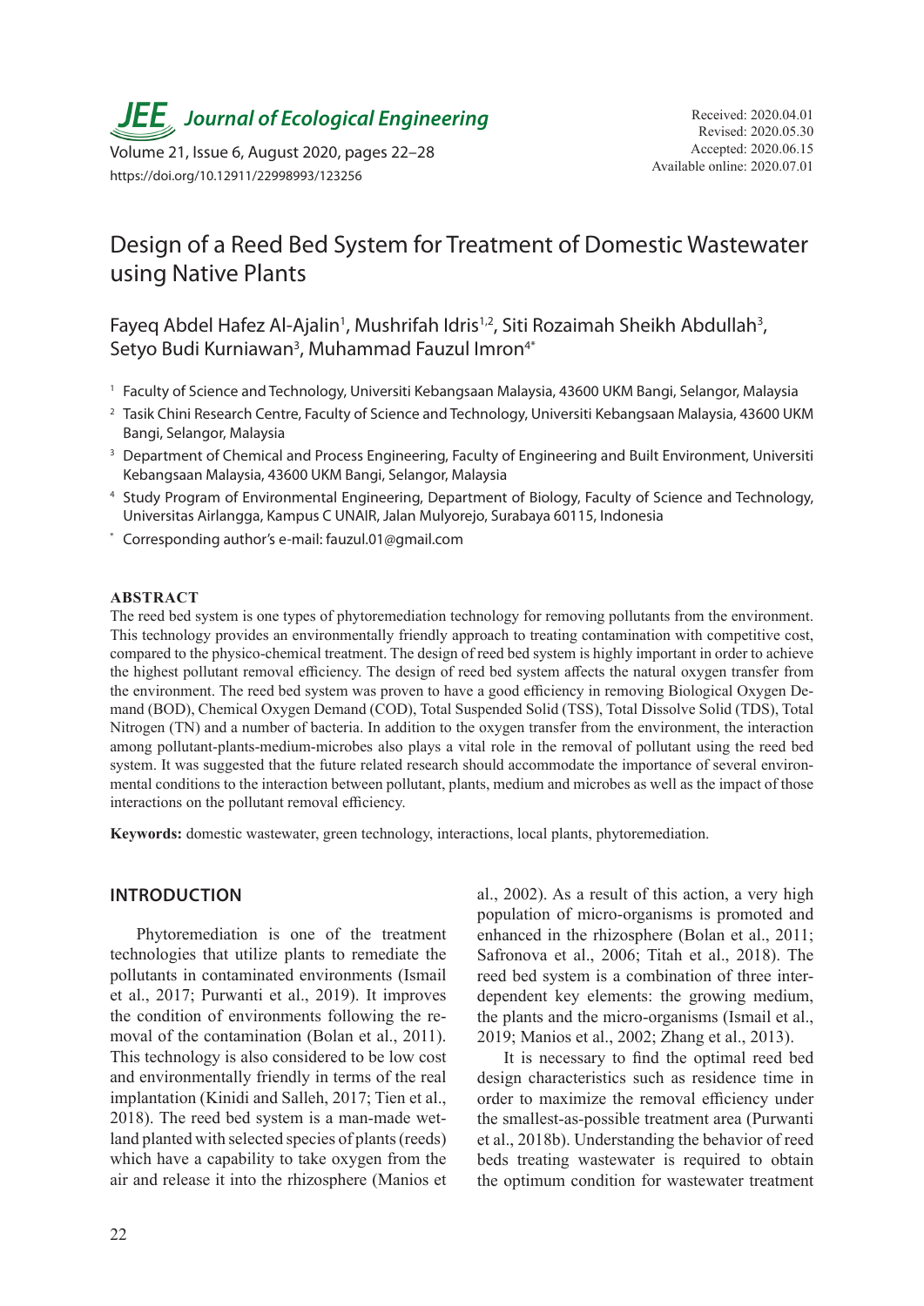# Design of a Reed Bed System for Treatment of Domestic Wastewater using Native Plants

Fayeq Abdel Hafez Al-Ajalin[1], Mushrifah Idris[1,2], Siti Rozaimah Sheikh Abdullah[3], Setyo Budi Kurniawan[3], Muhammad Fauzul Imron[4*]

[1] Faculty of Science and Technology, Universiti Kebangsaan Malaysia, 43600 UKM Bangi, Selangor, Malaysia

[2] Tasik Chini Research Centre, Faculty of Science and Technology, Universiti Kebangsaan Malaysia, 43600 UKM Bangi, Selangor, Malaysia

[3] Department of Chemical and Process Engineering, Faculty of Engineering and Built Environment, Universiti Kebangsaan Malaysia, 43600 UKM Bangi, Selangor, Malaysia

[4] Study Program of Environmental Engineering, Department of Biology, Faculty of Science and Technology, Universitas Airlangga, Kampus C UNAIR, Jalan Mulyorejo, Surabaya 60115, Indonesia

[*] Corresponding author's e-mail: fauzul.01@gmail.com

Received: 2020.04.01
Revised: 2020.05.30
Accepted: 2020.06.15
Available online: 2020.07.01

## ABSTRACT

The reed bed system is one types of phytoremediation technology for removing pollutants from the environment. This technology provides an environmentally friendly approach to treating contamination with competitive cost, compared to the physico-chemical treatment. The design of reed bed system is highly important in order to achieve the highest pollutant removal efficiency. The design of reed bed system affects the natural oxygen transfer from the environment. The reed bed system was proven to have a good efficiency in removing Biological Oxygen Demand (BOD), Chemical Oxygen Demand (COD), Total Suspended Solid (TSS), Total Dissolve Solid (TDS), Total Nitrogen (TN) and a number of bacteria. In addition to the oxygen transfer from the environment, the interaction among pollutant-plants-medium-microbes also plays a vital role in the removal of pollutant using the reed bed system. It was suggested that the future related research should accommodate the importance of several environmental conditions to the interaction between pollutant, plants, medium and microbes as well as the impact of those interactions on the pollutant removal efficiency.

**Keywords:** domestic wastewater, green technology, interactions, local plants, phytoremediation.

## INTRODUCTION

Phytoremediation is one of the treatment technologies that utilize plants to remediate the pollutants in contaminated environments (Ismail et al., 2017; Purwanti et al., 2019). It improves the condition of environments following the removal of the contamination (Bolan et al., 2011). This technology is also considered to be low cost and environmentally friendly in terms of the real implantation (Kinidi and Salleh, 2017; Tien et al., 2018). The reed bed system is a man-made wetland planted with selected species of plants (reeds) which have a capability to take oxygen from the air and release it into the rhizosphere (Manios et al., 2002). As a result of this action, a very high population of micro-organisms is promoted and enhanced in the rhizosphere (Bolan et al., 2011; Safronova et al., 2006; Titah et al., 2018). The reed bed system is a combination of three interdependent key elements: the growing medium, the plants and the micro-organisms (Ismail et al., 2019; Manios et al., 2002; Zhang et al., 2013).

It is necessary to find the optimal reed bed design characteristics such as residence time in order to maximize the removal efficiency under the smallest-as-possible treatment area (Purwanti et al., 2018b). Understanding the behavior of reed beds treating wastewater is required to obtain the optimum condition for wastewater treatment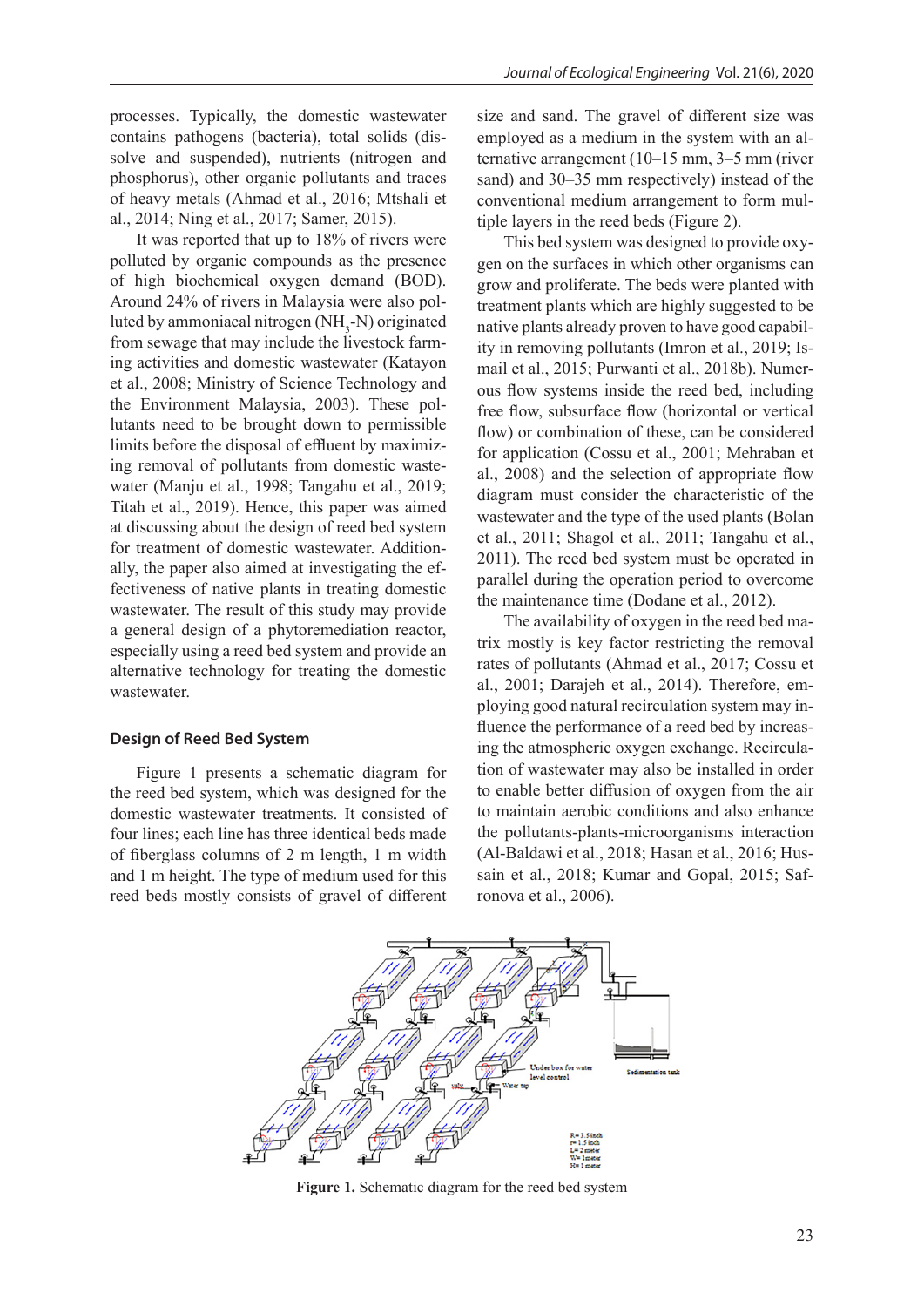processes. Typically, the domestic wastewater contains pathogens (bacteria), total solids (dissolve and suspended), nutrients (nitrogen and phosphorus), other organic pollutants and traces of heavy metals (Ahmad et al., 2016; Mtshali et al., 2014; Ning et al., 2017; Samer, 2015).

It was reported that up to 18% of rivers were polluted by organic compounds as the presence of high biochemical oxygen demand (BOD). Around 24% of rivers in Malaysia were also polluted by ammoniacal nitrogen ($NH_3$-N) originated from sewage that may include the livestock farming activities and domestic wastewater (Katayon et al., 2008; Ministry of Science Technology and the Environment Malaysia, 2003). These pollutants need to be brought down to permissible limits before the disposal of effluent by maximizing removal of pollutants from domestic wastewater (Manju et al., 1998; Tangahu et al., 2019; Titah et al., 2019). Hence, this paper was aimed at discussing about the design of reed bed system for treatment of domestic wastewater. Additionally, the paper also aimed at investigating the effectiveness of native plants in treating domestic wastewater. The result of this study may provide a general design of a phytoremediation reactor, especially using a reed bed system and provide an alternative technology for treating the domestic wastewater.

## Design of Reed Bed System

Figure 1 presents a schematic diagram for the reed bed system, which was designed for the domestic wastewater treatments. It consisted of four lines; each line has three identical beds made of fiberglass columns of 2 m length, 1 m width and 1 m height. The type of medium used for this reed beds mostly consists of gravel of different size and sand. The gravel of different size was employed as a medium in the system with an alternative arrangement (10–15 mm, 3–5 mm (river sand) and 30–35 mm respectively) instead of the conventional medium arrangement to form multiple layers in the reed beds (Figure 2).

This bed system was designed to provide oxygen on the surfaces in which other organisms can grow and proliferate. The beds were planted with treatment plants which are highly suggested to be native plants already proven to have good capability in removing pollutants (Imron et al., 2019; Ismail et al., 2015; Purwanti et al., 2018b). Numerous flow systems inside the reed bed, including free flow, subsurface flow (horizontal or vertical flow) or combination of these, can be considered for application (Cossu et al., 2001; Mehraban et al., 2008) and the selection of appropriate flow diagram must consider the characteristic of the wastewater and the type of the used plants (Bolan et al., 2011; Shagol et al., 2011; Tangahu et al., 2011). The reed bed system must be operated in parallel during the operation period to overcome the maintenance time (Dodane et al., 2012).

The availability of oxygen in the reed bed matrix mostly is key factor restricting the removal rates of pollutants (Ahmad et al., 2017; Cossu et al., 2001; Darajeh et al., 2014). Therefore, employing good natural recirculation system may influence the performance of a reed bed by increasing the atmospheric oxygen exchange. Recirculation of wastewater may also be installed in order to enable better diffusion of oxygen from the air to maintain aerobic conditions and also enhance the pollutants-plants-microorganisms interaction (Al-Baldawi et al., 2018; Hasan et al., 2016; Hussain et al., 2018; Kumar and Gopal, 2015; Safronova et al., 2006).

**Figure 1.** Schematic diagram for the reed bed system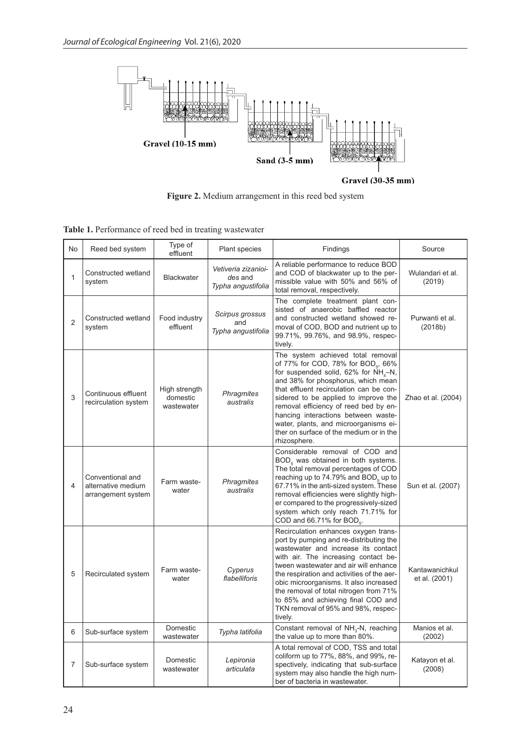Gravel (10-15 mm)

Sand (3-5 mm)

Gravel (30-35 mm)

**Figure 2.** Medium arrangement in this reed bed system

**Table 1.** Performance of reed bed in treating wastewater

| No | Reed bed system | Type of effluent | Plant species | Findings | Source |
|---|---|---|---|---|---|
| 1 | Constructed wetland system | Blackwater | *Vetiveria zizanioides* and *Typha angustifolia* | A reliable performance to reduce BOD and COD of blackwater up to the permissible value with 50% and 56% of total removal, respectively. | Wulandari et al. (2019) |
| 2 | Constructed wetland system | Food industry effluent | *Scirpus grossus* and *Typha angustifolia* | The complete treatment plant consisted of anaerobic baffled reactor and constructed wetland showed removal of COD, BOD and nutrient up to 99.71%, 99.76%, and 98.9%, respectively. | Purwanti et al. (2018b) |
| 3 | Continuous effluent recirculation system | High strength domestic wastewater | *Phragmites australis* | The system achieved total removal of 77% for COD, 78% for $BOD_5$, 66% for suspended solid, 62% for $NH_4$–N, and 38% for phosphorus, which mean that effluent recirculation can be considered to be applied to improve the removal efficiency of reed bed by enhancing interactions between wastewater, plants, and microorganisms either on surface of the medium or in the rhizosphere. | Zhao et al. (2004) |
| 4 | Conventional and alternative medium arrangement system | Farm wastewater | *Phragmites australis* | Considerable removal of COD and $BOD_5$ was obtained in both systems. The total removal percentages of COD reaching up to 74.79% and $BOD_5$ up to 67.71% in the anti-sized system. These removal efficiencies were slightly higher compared to the progressively-sized system which only reach 71.71% for COD and 66.71% for $BOD_5$. | Sun et al. (2007) |
| 5 | Recirculated system | Farm wastewater | *Cyperus flabelliforis* | Recirculation enhances oxygen transport by pumping and re-distributing the wastewater and increase its contact with air. The increasing contact between wastewater and air will enhance the respiration and activities of the aerobic microorganisms. It also increased the removal of total nitrogen from 71% to 85% and achieving final COD and TKN removal of 95% and 98%, respectively. | Kantawanichkul et al. (2001) |
| 6 | Sub-surface system | Domestic wastewater | *Typha latifolia* | Constant removal of $NH_3$-N, reaching the value up to more than 80%. | Manios et al. (2002) |
| 7 | Sub-surface system | Domestic wastewater | *Lepironia articulata* | A total removal of COD, TSS and total coliform up to 77%, 88%, and 99%, respectively, indicating that sub-surface system may also handle the high number of bacteria in wastewater. | Katayon et al. (2008) |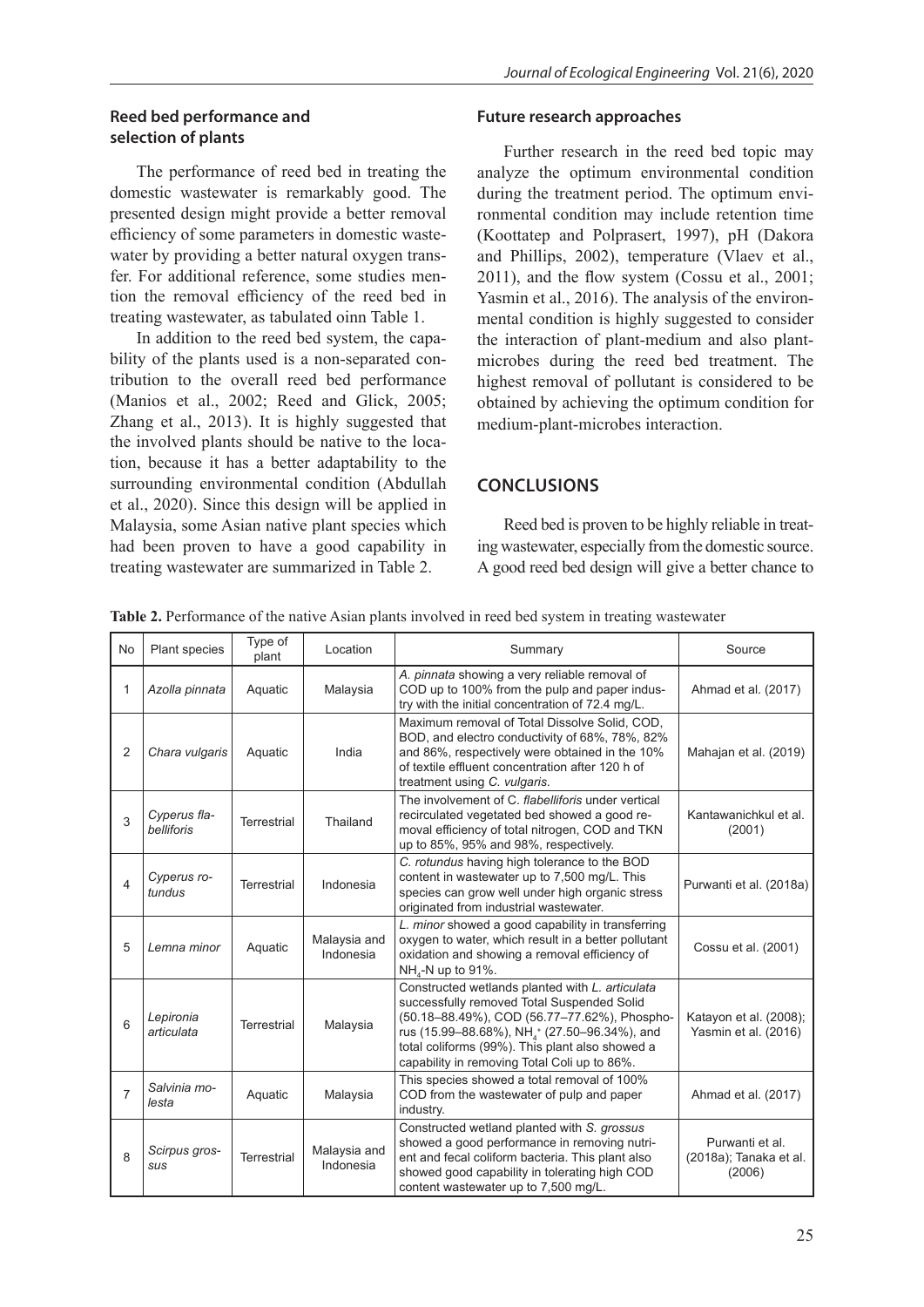### Reed bed performance and selection of plants

The performance of reed bed in treating the domestic wastewater is remarkably good. The presented design might provide a better removal efficiency of some parameters in domestic wastewater by providing a better natural oxygen transfer. For additional reference, some studies mention the removal efficiency of the reed bed in treating wastewater, as tabulated oinn Table 1.

In addition to the reed bed system, the capability of the plants used is a non-separated contribution to the overall reed bed performance (Manios et al., 2002; Reed and Glick, 2005; Zhang et al., 2013). It is highly suggested that the involved plants should be native to the location, because it has a better adaptability to the surrounding environmental condition (Abdullah et al., 2020). Since this design will be applied in Malaysia, some Asian native plant species which had been proven to have a good capability in treating wastewater are summarized in Table 2.

### Future research approaches

Further research in the reed bed topic may analyze the optimum environmental condition during the treatment period. The optimum environmental condition may include retention time (Koottatep and Polprasert, 1997), pH (Dakora and Phillips, 2002), temperature (Vlaev et al., 2011), and the flow system (Cossu et al., 2001; Yasmin et al., 2016). The analysis of the environmental condition is highly suggested to consider the interaction of plant-medium and also plant-microbes during the reed bed treatment. The highest removal of pollutant is considered to be obtained by achieving the optimum condition for medium-plant-microbes interaction.

## CONCLUSIONS

Reed bed is proven to be highly reliable in treating wastewater, especially from the domestic source. A good reed bed design will give a better chance to

**Table 2.** Performance of the native Asian plants involved in reed bed system in treating wastewater

| No | Plant species | Type of plant | Location | Summary | Source |
|---|---|---|---|---|---|
| 1 | *Azolla pinnata* | Aquatic | Malaysia | *A. pinnata* showing a very reliable removal of COD up to 100% from the pulp and paper industry with the initial concentration of 72.4 mg/L. | Ahmad et al. (2017) |
| 2 | *Chara vulgaris* | Aquatic | India | Maximum removal of Total Dissolve Solid, COD, BOD, and electro conductivity of 68%, 78%, 82% and 86%, respectively were obtained in the 10% of textile effluent concentration after 120 h of treatment using *C. vulgaris*. | Mahajan et al. (2019) |
| 3 | *Cyperus flabelliforis* | Terrestrial | Thailand | The involvement of *C. flabelliforis* under vertical recirculated vegetated bed showed a good removal efficiency of total nitrogen, COD and TKN up to 85%, 95% and 98%, respectively. | Kantawanichkul et al. (2001) |
| 4 | *Cyperus rotundus* | Terrestrial | Indonesia | *C. rotundus* having high tolerance to the BOD content in wastewater up to 7,500 mg/L. This species can grow well under high organic stress originated from industrial wastewater. | Purwanti et al. (2018a) |
| 5 | *Lemna minor* | Aquatic | Malaysia and Indonesia | *L. minor* showed a good capability in transferring oxygen to water, which result in a better pollutant oxidation and showing a removal efficiency of $NH_4$-N up to 91%. | Cossu et al. (2001) |
| 6 | *Lepironia articulata* | Terrestrial | Malaysia | Constructed wetlands planted with *L. articulata* successfully removed Total Suspended Solid (50.18–88.49%), COD (56.77–77.62%), Phosphorus (15.99–88.68%), $NH_4^+$ (27.50–96.34%), and total coliforms (99%). This plant also showed a capability in removing Total Coli up to 86%. | Katayon et al. (2008); Yasmin et al. (2016) |
| 7 | *Salvinia molesta* | Aquatic | Malaysia | This species showed a total removal of 100% COD from the wastewater of pulp and paper industry. | Ahmad et al. (2017) |
| 8 | *Scirpus grossus* | Terrestrial | Malaysia and Indonesia | Constructed wetland planted with *S. grossus* showed a good performance in removing nutrient and fecal coliform bacteria. This plant also showed good capability in tolerating high COD content wastewater up to 7,500 mg/L. | Purwanti et al. (2018a); Tanaka et al. (2006) |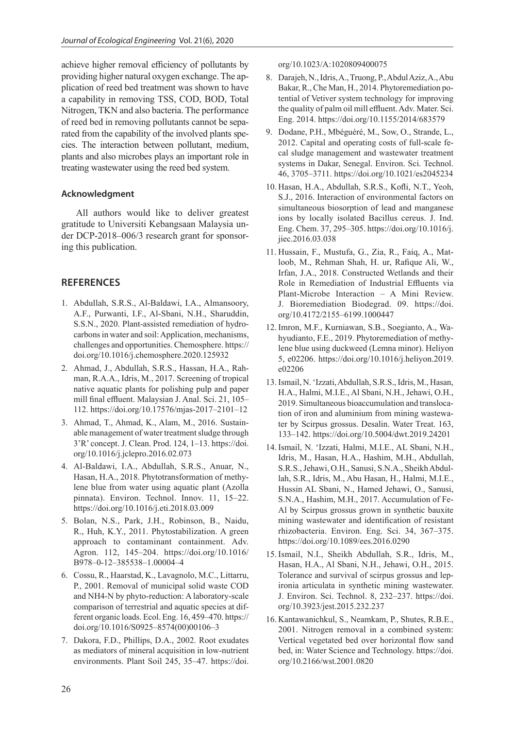achieve higher removal efficiency of pollutants by providing higher natural oxygen exchange. The application of reed bed treatment was shown to have a capability in removing TSS, COD, BOD, Total Nitrogen, TKN and also bacteria. The performance of reed bed in removing pollutants cannot be separated from the capability of the involved plants species. The interaction between pollutant, medium, plants and also microbes plays an important role in treating wastewater using the reed bed system.

### Acknowledgment

All authors would like to deliver greatest gratitude to Universiti Kebangsaan Malaysia under DCP-2018–006/3 research grant for sponsoring this publication.

## REFERENCES

1. Abdullah, S.R.S., Al-Baldawi, I.A., Almansoory, A.F., Purwanti, I.F., Al-Sbani, N.H., Sharuddin, S.S.N., 2020. Plant-assisted remediation of hydrocarbons in water and soil: Application, mechanisms, challenges and opportunities. Chemosphere. https://doi.org/10.1016/j.chemosphere.2020.125932
2. Ahmad, J., Abdullah, S.R.S., Hassan, H.A., Rahman, R.A.A., Idris, M., 2017. Screening of tropical native aquatic plants for polishing pulp and paper mill final effluent. Malaysian J. Anal. Sci. 21, 105–112. https://doi.org/10.17576/mjas-2017–2101–12
3. Ahmad, T., Ahmad, K., Alam, M., 2016. Sustainable management of water treatment sludge through 3'R' concept. J. Clean. Prod. 124, 1–13. https://doi.org/10.1016/j.jclepro.2016.02.073
4. Al-Baldawi, I.A., Abdullah, S.R.S., Anuar, N., Hasan, H.A., 2018. Phytotransformation of methylene blue from water using aquatic plant (Azolla pinnata). Environ. Technol. Innov. 11, 15–22. https://doi.org/10.1016/j.eti.2018.03.009
5. Bolan, N.S., Park, J.H., Robinson, B., Naidu, R., Huh, K.Y., 2011. Phytostabilization. A green approach to contaminant containment. Adv. Agron. 112, 145–204. https://doi.org/10.1016/B978–0-12–385538–1.00004–4
6. Cossu, R., Haarstad, K., Lavagnolo, M.C., Littarru, P., 2001. Removal of municipal solid waste COD and NH4-N by phyto-reduction: A laboratory-scale comparison of terrestrial and aquatic species at different organic loads. Ecol. Eng. 16, 459–470. https://doi.org/10.1016/S0925–8574(00)00106–3
7. Dakora, F.D., Phillips, D.A., 2002. Root exudates as mediators of mineral acquisition in low-nutrient environments. Plant Soil 245, 35–47. https://doi.org/10.1023/A:1020809400075
8. Darajeh, N., Idris, A., Truong, P., Abdul Aziz, A., Abu Bakar, R., Che Man, H., 2014. Phytoremediation potential of Vetiver system technology for improving the quality of palm oil mill effluent. Adv. Mater. Sci. Eng. 2014. https://doi.org/10.1155/2014/683579
9. Dodane, P.H., Mbéguéré, M., Sow, O., Strande, L., 2012. Capital and operating costs of full-scale fecal sludge management and wastewater treatment systems in Dakar, Senegal. Environ. Sci. Technol. 46, 3705–3711. https://doi.org/10.1021/es2045234
10. Hasan, H.A., Abdullah, S.R.S., Kofli, N.T., Yeoh, S.J., 2016. Interaction of environmental factors on simultaneous biosorption of lead and manganese ions by locally isolated Bacillus cereus. J. Ind. Eng. Chem. 37, 295–305. https://doi.org/10.1016/j.jiec.2016.03.038
11. Hussain, F., Mustufa, G., Zia, R., Faiq, A., Matloob, M., Rehman Shah, H. ur, Rafique Ali, W., Irfan, J.A., 2018. Constructed Wetlands and their Role in Remediation of Industrial Effluents via Plant-Microbe Interaction – A Mini Review. J. Bioremediation Biodegrad. 09. https://doi.org/10.4172/2155–6199.1000447
12. Imron, M.F., Kurniawan, S.B., Soegianto, A., Wahyudianto, F.E., 2019. Phytoremediation of methylene blue using duckweed (Lemna minor). Heliyon 5, e02206. https://doi.org/10.1016/j.heliyon.2019.e02206
13. Ismail, N. 'Izzati, Abdullah, S.R.S., Idris, M., Hasan, H.A., Halmi, M.I.E., Al Sbani, N.H., Jehawi, O.H., 2019. Simultaneous bioaccumulation and translocation of iron and aluminium from mining wastewater by Scirpus grossus. Desalin. Water Treat. 163, 133–142. https://doi.org/10.5004/dwt.2019.24201
14. Ismail, N. 'Izzati, Halmi, M.I.E., AL Sbani, N.H., Idris, M., Hasan, H.A., Hashim, M.H., Abdullah, S.R.S., Jehawi, O.H., Sanusi, S.N.A., Sheikh Abdullah, S.R., Idris, M., Abu Hasan, H., Halmi, M.I.E., Hussin AL Sbani, N., Hamed Jehawi, O., Sanusi, S.N.A., Hashim, M.H., 2017. Accumulation of Fe-Al by Scirpus grossus grown in synthetic bauxite mining wastewater and identification of resistant rhizobacteria. Environ. Eng. Sci. 34, 367–375. https://doi.org/10.1089/ees.2016.0290
15. Ismail, N.I., Sheikh Abdullah, S.R., Idris, M., Hasan, H.A., Al Sbani, N.H., Jehawi, O.H., 2015. Tolerance and survival of scirpus grossus and lepironia articulata in synthetic mining wastewater. J. Environ. Sci. Technol. 8, 232–237. https://doi.org/10.3923/jest.2015.232.237
16. Kantawanichkul, S., Neamkam, P., Shutes, R.B.E., 2001. Nitrogen removal in a combined system: Vertical vegetated bed over horizontal flow sand bed, in: Water Science and Technology. https://doi.org/10.2166/wst.2001.0820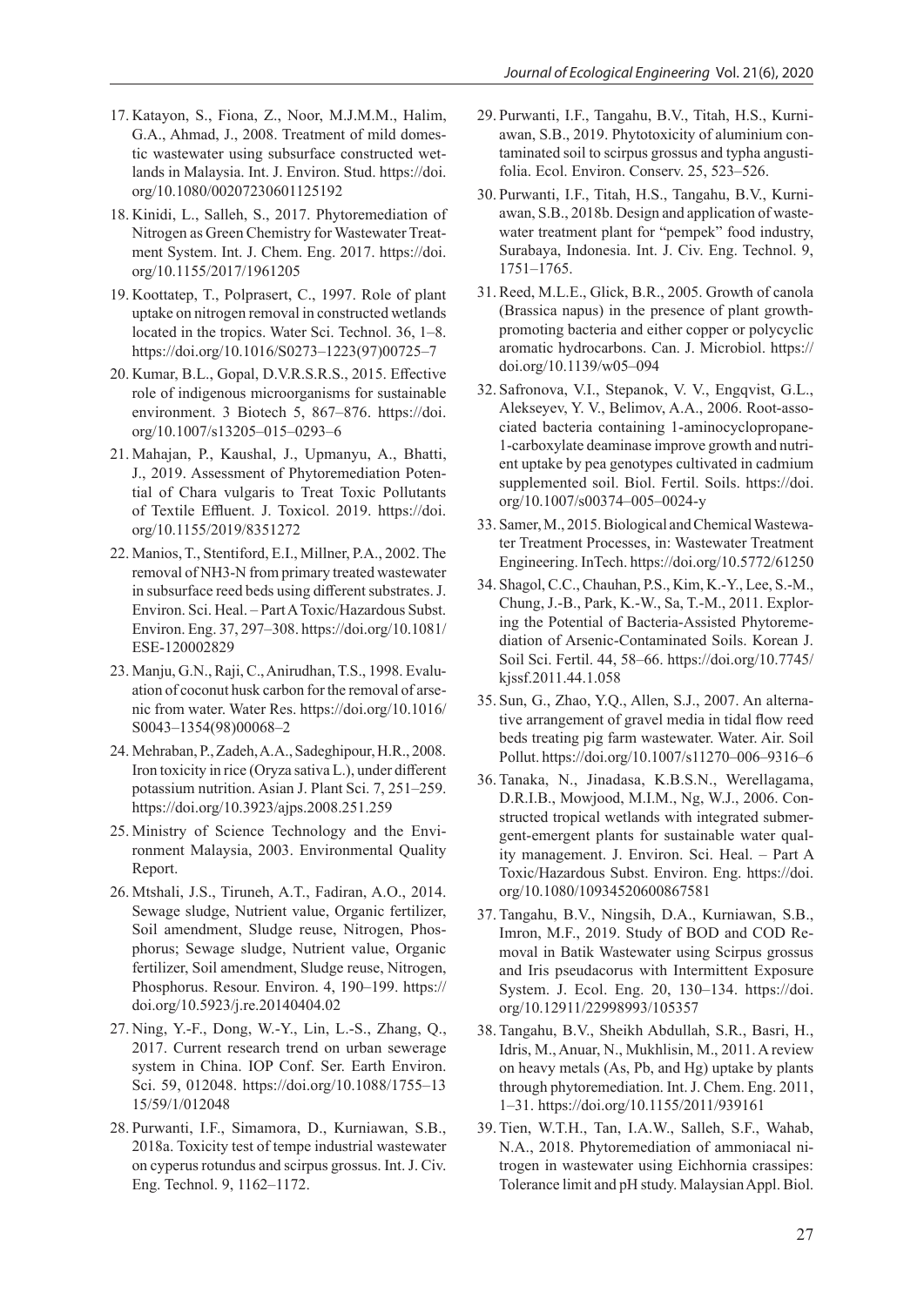17. Katayon, S., Fiona, Z., Noor, M.J.M.M., Halim, G.A., Ahmad, J., 2008. Treatment of mild domestic wastewater using subsurface constructed wetlands in Malaysia. Int. J. Environ. Stud. https://doi.org/10.1080/00207230601125192
18. Kinidi, L., Salleh, S., 2017. Phytoremediation of Nitrogen as Green Chemistry for Wastewater Treatment System. Int. J. Chem. Eng. 2017. https://doi.org/10.1155/2017/1961205
19. Koottatep, T., Polprasert, C., 1997. Role of plant uptake on nitrogen removal in constructed wetlands located in the tropics. Water Sci. Technol. 36, 1–8. https://doi.org/10.1016/S0273–1223(97)00725–7
20. Kumar, B.L., Gopal, D.V.R.S.R.S., 2015. Effective role of indigenous microorganisms for sustainable environment. 3 Biotech 5, 867–876. https://doi.org/10.1007/s13205–015–0293–6
21. Mahajan, P., Kaushal, J., Upmanyu, A., Bhatti, J., 2019. Assessment of Phytoremediation Potential of Chara vulgaris to Treat Toxic Pollutants of Textile Effluent. J. Toxicol. 2019. https://doi.org/10.1155/2019/8351272
22. Manios, T., Stentiford, E.I., Millner, P.A., 2002. The removal of NH3-N from primary treated wastewater in subsurface reed beds using different substrates. J. Environ. Sci. Heal. – Part A Toxic/Hazardous Subst. Environ. Eng. 37, 297–308. https://doi.org/10.1081/ESE-120002829
23. Manju, G.N., Raji, C., Anirudhan, T.S., 1998. Evaluation of coconut husk carbon for the removal of arsenic from water. Water Res. https://doi.org/10.1016/S0043–1354(98)00068–2
24. Mehraban, P., Zadeh, A.A., Sadeghipour, H.R., 2008. Iron toxicity in rice (Oryza sativa L.), under different potassium nutrition. Asian J. Plant Sci. 7, 251–259. https://doi.org/10.3923/ajps.2008.251.259
25. Ministry of Science Technology and the Environment Malaysia, 2003. Environmental Quality Report.
26. Mtshali, J.S., Tiruneh, A.T., Fadiran, A.O., 2014. Sewage sludge, Nutrient value, Organic fertilizer, Soil amendment, Sludge reuse, Nitrogen, Phosphorus; Sewage sludge, Nutrient value, Organic fertilizer, Soil amendment, Sludge reuse, Nitrogen, Phosphorus. Resour. Environ. 4, 190–199. https://doi.org/10.5923/j.re.20140404.02
27. Ning, Y.-F., Dong, W.-Y., Lin, L.-S., Zhang, Q., 2017. Current research trend on urban sewerage system in China. IOP Conf. Ser. Earth Environ. Sci. 59, 012048. https://doi.org/10.1088/1755–1315/59/1/012048
28. Purwanti, I.F., Simamora, D., Kurniawan, S.B., 2018a. Toxicity test of tempe industrial wastewater on cyperus rotundus and scirpus grossus. Int. J. Civ. Eng. Technol. 9, 1162–1172.
29. Purwanti, I.F., Tangahu, B.V., Titah, H.S., Kurniawan, S.B., 2019. Phytotoxicity of aluminium contaminated soil to scirpus grossus and typha angustifolia. Ecol. Environ. Conserv. 25, 523–526.
30. Purwanti, I.F., Titah, H.S., Tangahu, B.V., Kurniawan, S.B., 2018b. Design and application of wastewater treatment plant for "pempek" food industry, Surabaya, Indonesia. Int. J. Civ. Eng. Technol. 9, 1751–1765.
31. Reed, M.L.E., Glick, B.R., 2005. Growth of canola (Brassica napus) in the presence of plant growth-promoting bacteria and either copper or polycyclic aromatic hydrocarbons. Can. J. Microbiol. https://doi.org/10.1139/w05–094
32. Safronova, V.I., Stepanok, V. V., Engqvist, G.L., Alekseyev, Y. V., Belimov, A.A., 2006. Root-associated bacteria containing 1-aminocyclopropane-1-carboxylate deaminase improve growth and nutrient uptake by pea genotypes cultivated in cadmium supplemented soil. Biol. Fertil. Soils. https://doi.org/10.1007/s00374–005–0024-y
33. Samer, M., 2015. Biological and Chemical Wastewater Treatment Processes, in: Wastewater Treatment Engineering. InTech. https://doi.org/10.5772/61250
34. Shagol, C.C., Chauhan, P.S., Kim, K.-Y., Lee, S.-M., Chung, J.-B., Park, K.-W., Sa, T.-M., 2011. Exploring the Potential of Bacteria-Assisted Phytoremediation of Arsenic-Contaminated Soils. Korean J. Soil Sci. Fertil. 44, 58–66. https://doi.org/10.7745/kjssf.2011.44.1.058
35. Sun, G., Zhao, Y.Q., Allen, S.J., 2007. An alternative arrangement of gravel media in tidal flow reed beds treating pig farm wastewater. Water. Air. Soil Pollut. https://doi.org/10.1007/s11270–006–9316–6
36. Tanaka, N., Jinadasa, K.B.S.N., Werellagama, D.R.I.B., Mowjood, M.I.M., Ng, W.J., 2006. Constructed tropical wetlands with integrated submergent-emergent plants for sustainable water quality management. J. Environ. Sci. Heal. – Part A Toxic/Hazardous Subst. Environ. Eng. https://doi.org/10.1080/10934520600867581
37. Tangahu, B.V., Ningsih, D.A., Kurniawan, S.B., Imron, M.F., 2019. Study of BOD and COD Removal in Batik Wastewater using Scirpus grossus and Iris pseudacorus with Intermittent Exposure System. J. Ecol. Eng. 20, 130–134. https://doi.org/10.12911/22998993/105357
38. Tangahu, B.V., Sheikh Abdullah, S.R., Basri, H., Idris, M., Anuar, N., Mukhlisin, M., 2011. A review on heavy metals (As, Pb, and Hg) uptake by plants through phytoremediation. Int. J. Chem. Eng. 2011, 1–31. https://doi.org/10.1155/2011/939161
39. Tien, W.T.H., Tan, I.A.W., Salleh, S.F., Wahab, N.A., 2018. Phytoremediation of ammoniacal nitrogen in wastewater using Eichhornia crassipes: Tolerance limit and pH study. Malaysian Appl. Biol.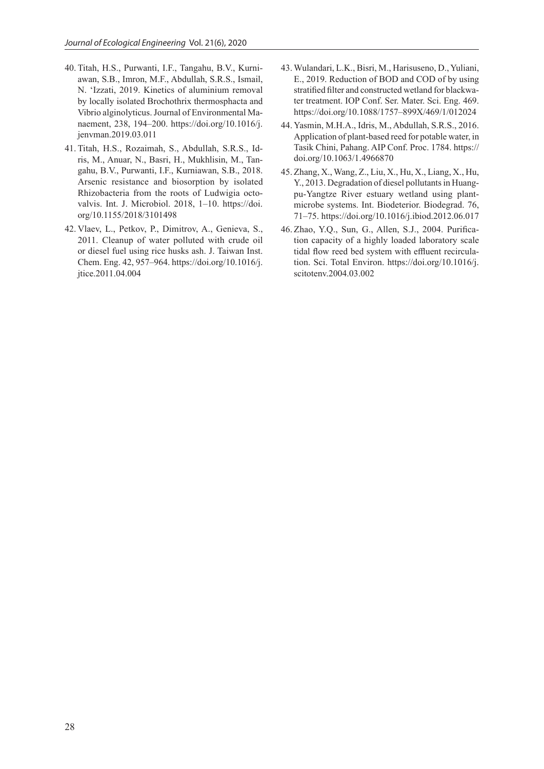40. Titah, H.S., Purwanti, I.F., Tangahu, B.V., Kurniawan, S.B., Imron, M.F., Abdullah, S.R.S., Ismail, N. 'Izzati, 2019. Kinetics of aluminium removal by locally isolated Brochothrix thermosphacta and Vibrio alginolyticus. Journal of Environmental Manaement, 238, 194–200. https://doi.org/10.1016/j.jenvman.2019.03.011
41. Titah, H.S., Rozaimah, S., Abdullah, S.R.S., Idris, M., Anuar, N., Basri, H., Mukhlisin, M., Tangahu, B.V., Purwanti, I.F., Kurniawan, S.B., 2018. Arsenic resistance and biosorption by isolated Rhizobacteria from the roots of Ludwigia octovalvis. Int. J. Microbiol. 2018, 1–10. https://doi.org/10.1155/2018/3101498
42. Vlaev, L., Petkov, P., Dimitrov, A., Genieva, S., 2011. Cleanup of water polluted with crude oil or diesel fuel using rice husks ash. J. Taiwan Inst. Chem. Eng. 42, 957–964. https://doi.org/10.1016/j.jtice.2011.04.004
43. Wulandari, L.K., Bisri, M., Harisuseno, D., Yuliani, E., 2019. Reduction of BOD and COD of by using stratified filter and constructed wetland for blackwater treatment. IOP Conf. Ser. Mater. Sci. Eng. 469. https://doi.org/10.1088/1757–899X/469/1/012024
44. Yasmin, M.H.A., Idris, M., Abdullah, S.R.S., 2016. Application of plant-based reed for potable water, in Tasik Chini, Pahang. AIP Conf. Proc. 1784. https://doi.org/10.1063/1.4966870
45. Zhang, X., Wang, Z., Liu, X., Hu, X., Liang, X., Hu, Y., 2013. Degradation of diesel pollutants in Huangpu-Yangtze River estuary wetland using plant-microbe systems. Int. Biodeterior. Biodegrad. 76, 71–75. https://doi.org/10.1016/j.ibiod.2012.06.017
46. Zhao, Y.Q., Sun, G., Allen, S.J., 2004. Purification capacity of a highly loaded laboratory scale tidal flow reed bed system with effluent recirculation. Sci. Total Environ. https://doi.org/10.1016/j.scitotenv.2004.03.002